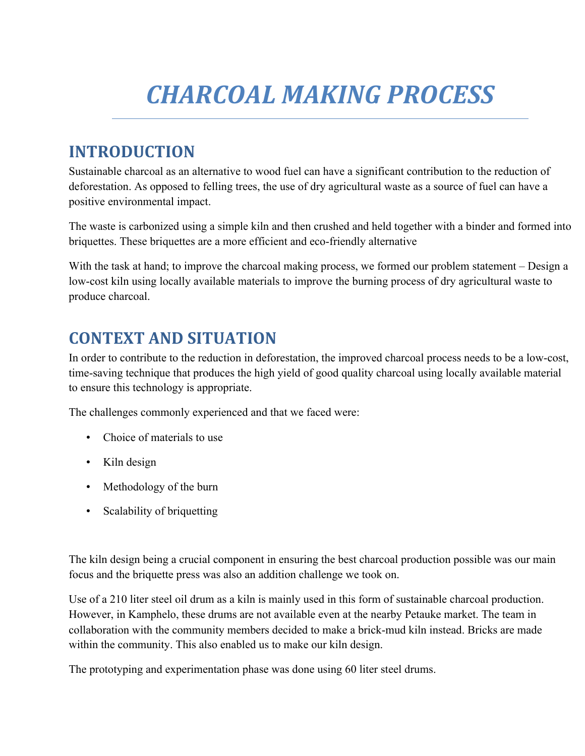# CHARCOAL MAKING PROCESS

## INTRODUCTION

Sustainable charcoal as an alternative to wood fuel can have a significant contribution to the reduction of deforestation. As opposed to felling trees, the use of dry agricultural waste as a source of fuel can have a positive environmental impact.

The waste is carbonized using a simple kiln and then crushed and held together with a binder and formed into briquettes. These briquettes are a more efficient and eco-friendly alternative

With the task at hand; to improve the charcoal making process, we formed our problem statement – Design a low-cost kiln using locally available materials to improve the burning process of dry agricultural waste to produce charcoal.

## CONTEXT AND SITUATION

In order to contribute to the reduction in deforestation, the improved charcoal process needs to be a low-cost, time-saving technique that produces the high yield of good quality charcoal using locally available material to ensure this technology is appropriate.

The challenges commonly experienced and that we faced were:

- Choice of materials to use
- Kiln design
- Methodology of the burn
- Scalability of briquetting

The kiln design being a crucial component in ensuring the best charcoal production possible was our main focus and the briquette press was also an addition challenge we took on.

Use of a 210 liter steel oil drum as a kiln is mainly used in this form of sustainable charcoal production. However, in Kamphelo, these drums are not available even at the nearby Petauke market. The team in collaboration with the community members decided to make a brick-mud kiln instead. Bricks are made within the community. This also enabled us to make our kiln design.

The prototyping and experimentation phase was done using 60 liter steel drums.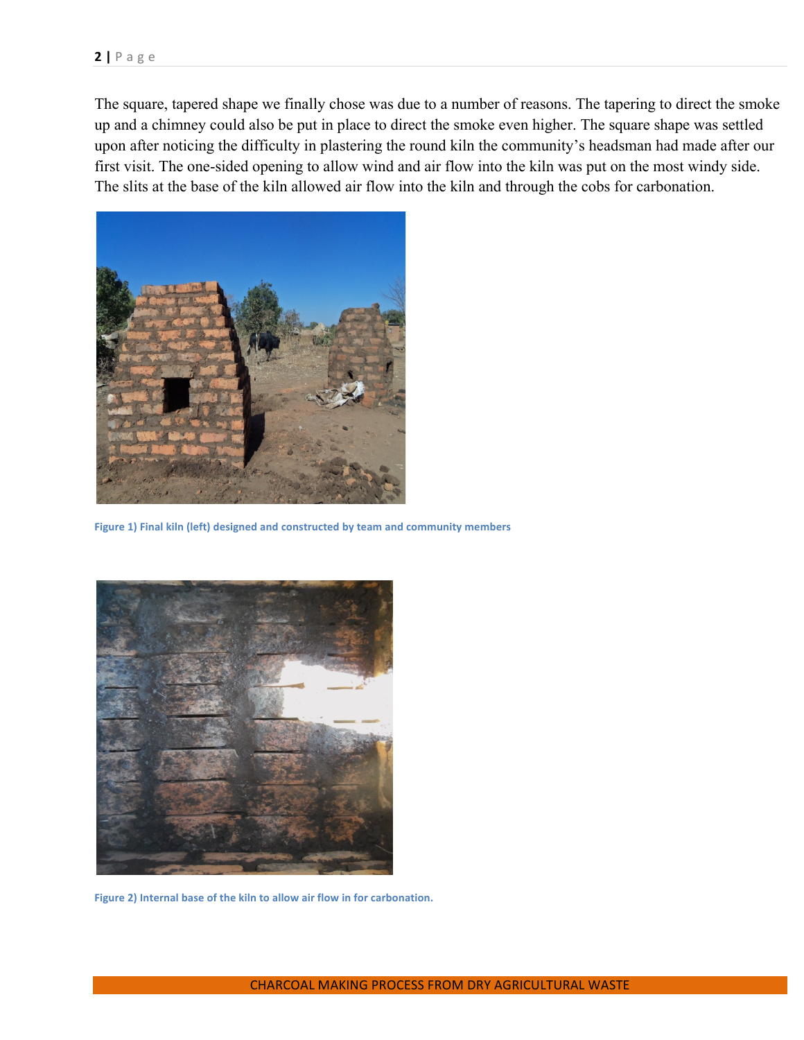The square, tapered shape we finally chose was due to a number of reasons. The tapering to direct the smoke up and a chimney could also be put in place to direct the smoke even higher. The square shape was settled upon after noticing the difficulty in plastering the round kiln the community's headsman had made after our first visit. The one-sided opening to allow wind and air flow into the kiln was put on the most windy side. The slits at the base of the kiln allowed air flow into the kiln and through the cobs for carbonation.

Figure 1) Final kiln (left) designed and constructed by team and community members

Figure 2) Internal base of the kiln to allow air flow in for carbonation.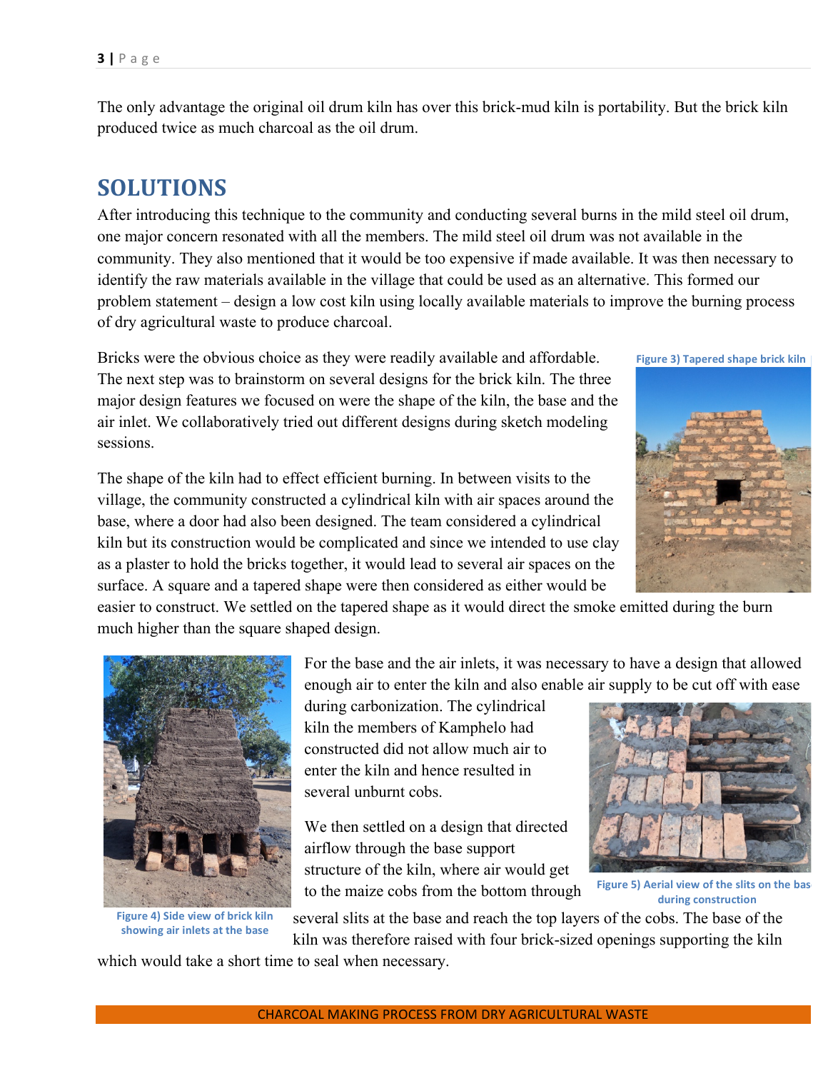The only advantage the original oil drum kiln has over this brick-mud kiln is portability. But the brick kiln produced twice as much charcoal as the oil drum.

## SOLUTIONS

After introducing this technique to the community and conducting several burns in the mild steel oil drum, one major concern resonated with all the members. The mild steel oil drum was not available in the community. They also mentioned that it would be too expensive if made available. It was then necessary to identify the raw materials available in the village that could be used as an alternative. This formed our problem statement – design a low cost kiln using locally available materials to improve the burning process of dry agricultural waste to produce charcoal.

Bricks were the obvious choice as they were readily available and affordable. The next step was to brainstorm on several designs for the brick kiln. The three major design features we focused on were the shape of the kiln, the base and the air inlet. We collaboratively tried out different designs during sketch modeling sessions.

Figure 3) Tapered shape brick kiln

The shape of the kiln had to effect efficient burning. In between visits to the village, the community constructed a cylindrical kiln with air spaces around the base, where a door had also been designed. The team considered a cylindrical kiln but its construction would be complicated and since we intended to use clay as a plaster to hold the bricks together, it would lead to several air spaces on the surface. A square and a tapered shape were then considered as either would be easier to construct. We settled on the tapered shape as it would direct the smoke emitted during the burn much higher than the square shaped design.

For the base and the air inlets, it was necessary to have a design that allowed enough air to enter the kiln and also enable air supply to be cut off with ease during carbonization. The cylindrical kiln the members of Kamphelo had constructed did not allow much air to enter the kiln and hence resulted in several unburnt cobs.

We then settled on a design that directed airflow through the base support structure of the kiln, where air would get to the maize cobs from the bottom through several slits at the base and reach the top layers of the cobs. The base of the kiln was therefore raised with four brick-sized openings supporting the kiln which would take a short time to seal when necessary.

Figure 4) Side view of brick kiln showing air inlets at the base

Figure 5) Aerial view of the slits on the base during construction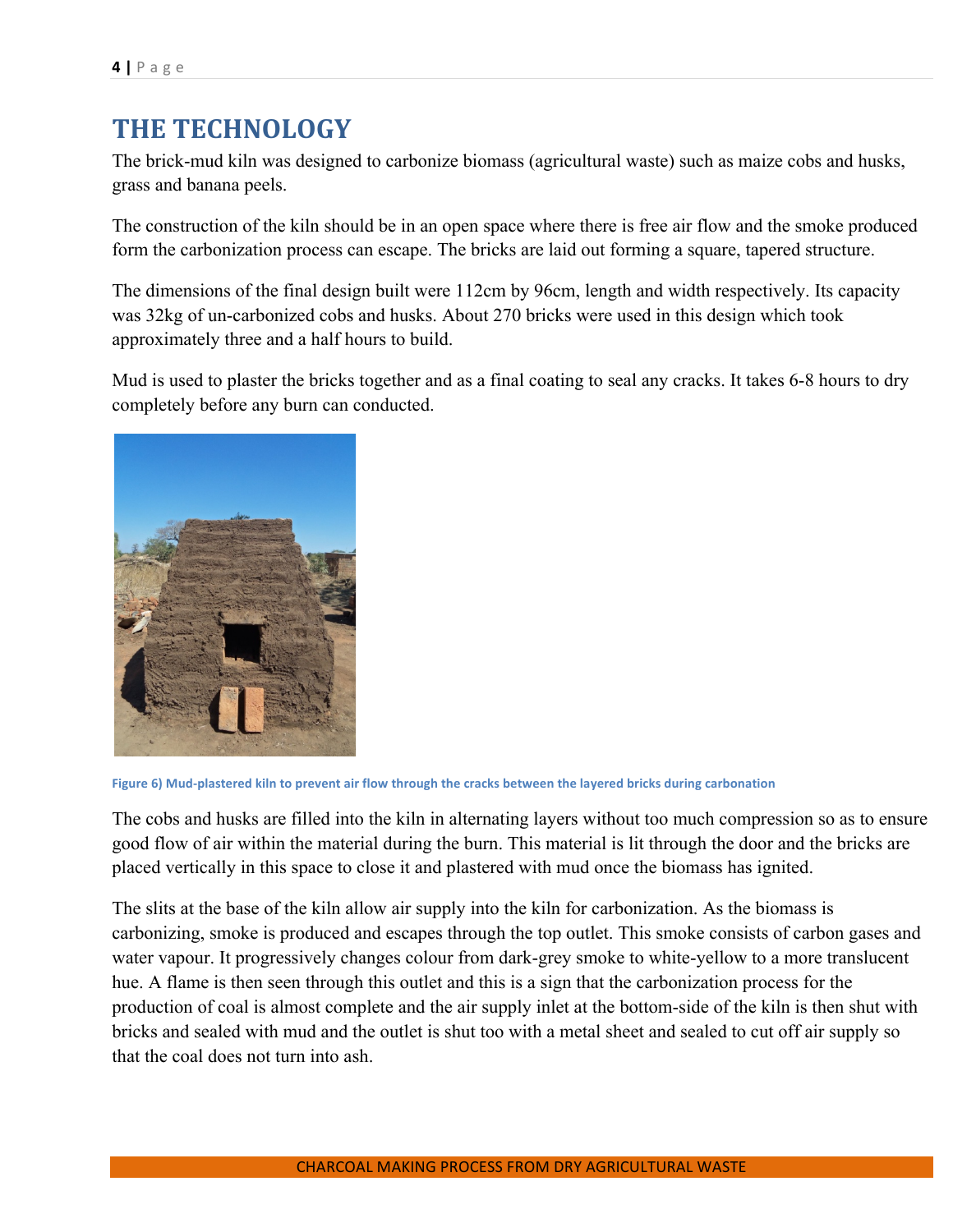# THE TECHNOLOGY

The brick-mud kiln was designed to carbonize biomass (agricultural waste) such as maize cobs and husks, grass and banana peels.

The construction of the kiln should be in an open space where there is free air flow and the smoke produced form the carbonization process can escape. The bricks are laid out forming a square, tapered structure.

The dimensions of the final design built were 112cm by 96cm, length and width respectively. Its capacity was 32kg of un-carbonized cobs and husks. About 270 bricks were used in this design which took approximately three and a half hours to build.

Mud is used to plaster the bricks together and as a final coating to seal any cracks. It takes 6-8 hours to dry completely before any burn can conducted.

Figure 6) Mud-plastered kiln to prevent air flow through the cracks between the layered bricks during carbonation

The cobs and husks are filled into the kiln in alternating layers without too much compression so as to ensure good flow of air within the material during the burn. This material is lit through the door and the bricks are placed vertically in this space to close it and plastered with mud once the biomass has ignited.

The slits at the base of the kiln allow air supply into the kiln for carbonization. As the biomass is carbonizing, smoke is produced and escapes through the top outlet. This smoke consists of carbon gases and water vapour. It progressively changes colour from dark-grey smoke to white-yellow to a more translucent hue. A flame is then seen through this outlet and this is a sign that the carbonization process for the production of coal is almost complete and the air supply inlet at the bottom-side of the kiln is then shut with bricks and sealed with mud and the outlet is shut too with a metal sheet and sealed to cut off air supply so that the coal does not turn into ash.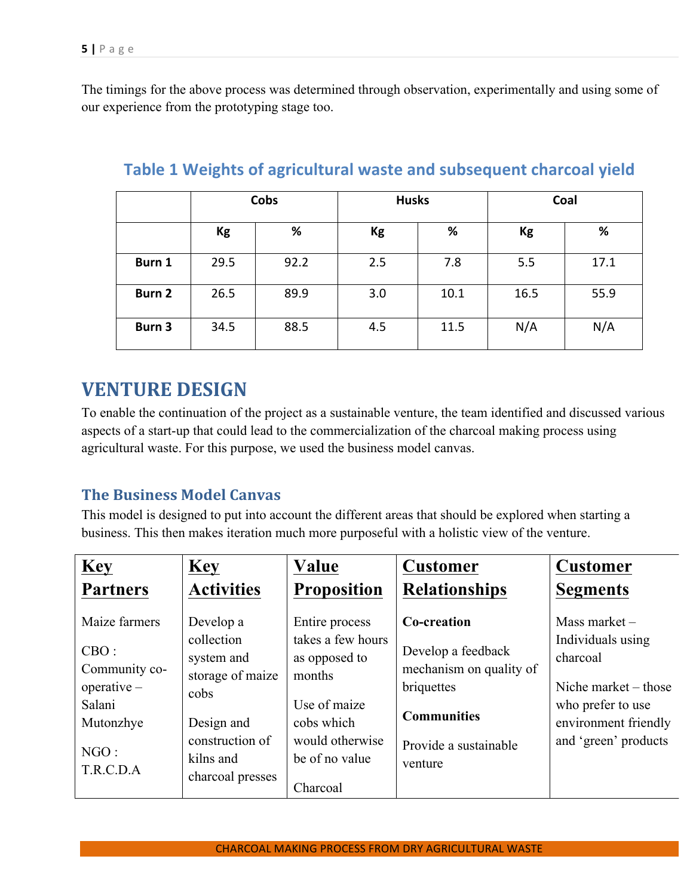The timings for the above process was determined through observation, experimentally and using some of our experience from the prototyping stage too.

### Table 1 Weights of agricultural waste and subsequent charcoal yield

| | Cobs | | Husks | | Coal | |
|---|---|---|---|---|---|---|
| | Kg | % | Kg | % | Kg | % |
| **Burn 1** | 29.5 | 92.2 | 2.5 | 7.8 | 5.5 | 17.1 |
| **Burn 2** | 26.5 | 89.9 | 3.0 | 10.1 | 16.5 | 55.9 |
| **Burn 3** | 34.5 | 88.5 | 4.5 | 11.5 | N/A | N/A |

# VENTURE DESIGN

To enable the continuation of the project as a sustainable venture, the team identified and discussed various aspects of a start-up that could lead to the commercialization of the charcoal making process using agricultural waste. For this purpose, we used the business model canvas.

## The Business Model Canvas

This model is designed to put into account the different areas that should be explored when starting a business. This then makes iteration much more purposeful with a holistic view of the venture.

| **Key Partners** | **Key Activities** | **Value Proposition** | **Customer Relationships** | **Customer Segments** |
|---|---|---|---|---|
| Maize farmers<br><br>CBO : Community co-operative – Salani Mutonzhye<br><br>NGO : T.R.C.D.A | Develop a collection system and storage of maize cobs<br><br>Design and construction of kilns and charcoal presses | Entire process takes a few hours as opposed to months<br><br>Use of maize cobs which would otherwise be of no value<br><br>Charcoal | **Co-creation**<br><br>Develop a feedback mechanism on quality of briquettes<br><br>**Communities**<br><br>Provide a sustainable venture | Mass market – Individuals using charcoal<br><br>Niche market – those who prefer to use environment friendly and 'green' products |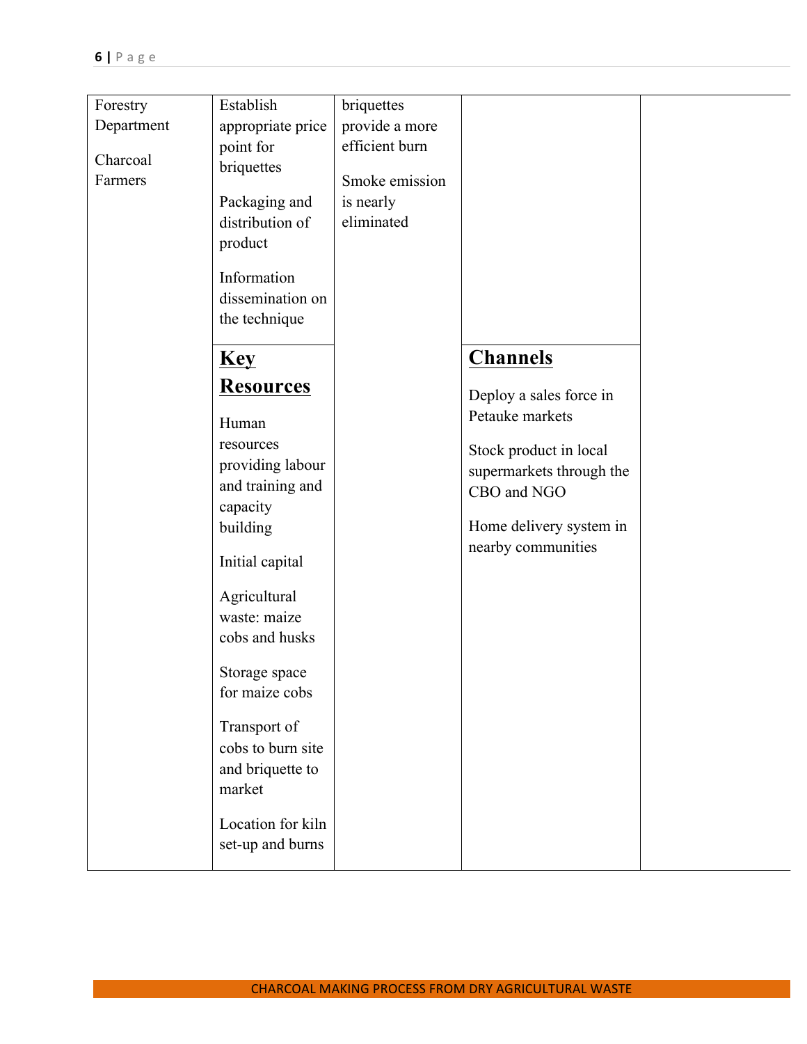| | | | | |
|---|---|---|---|---|
| Forestry Department<br><br>Charcoal Farmers | Establish appropriate price point for briquettes<br><br>Packaging and distribution of product<br><br>Information dissemination on the technique | briquettes provide a more efficient burn<br><br>Smoke emission is nearly eliminated | | |
| | **Key Resources**<br><br>Human resources providing labour and training and capacity building<br><br>Initial capital<br><br>Agricultural waste: maize cobs and husks<br><br>Storage space for maize cobs<br><br>Transport of cobs to burn site and briquette to market<br><br>Location for kiln set-up and burns | | **Channels**<br><br>Deploy a sales force in Petauke markets<br><br>Stock product in local supermarkets through the CBO and NGO<br><br>Home delivery system in nearby communities | |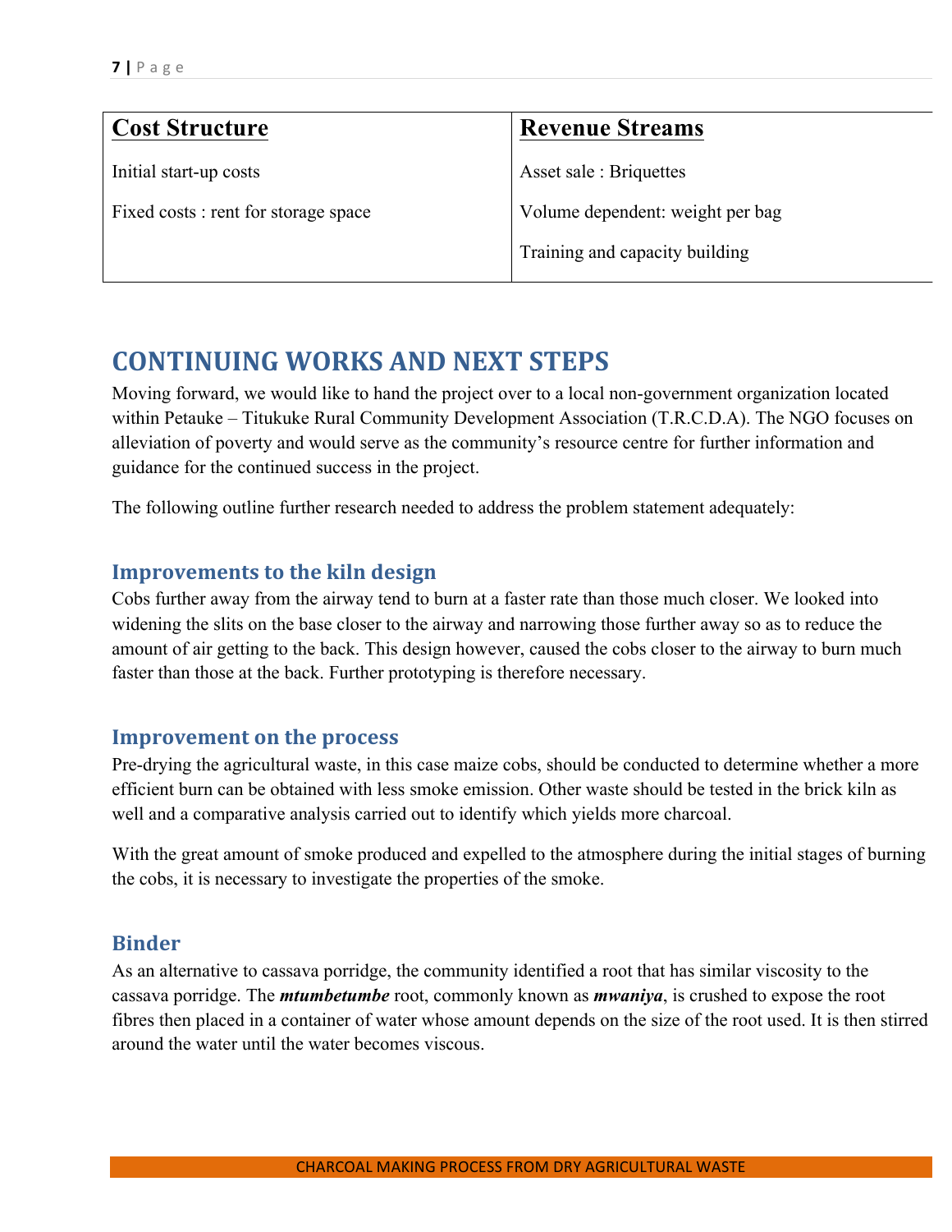| **Cost Structure** | **Revenue Streams** |
|---|---|
| Initial start-up costs | Asset sale : Briquettes |
| Fixed costs : rent for storage space | Volume dependent: weight per bag |
| | Training and capacity building |

# CONTINUING WORKS AND NEXT STEPS

Moving forward, we would like to hand the project over to a local non-government organization located within Petauke – Titukuke Rural Community Development Association (T.R.C.D.A). The NGO focuses on alleviation of poverty and would serve as the community's resource centre for further information and guidance for the continued success in the project.

The following outline further research needed to address the problem statement adequately:

## Improvements to the kiln design

Cobs further away from the airway tend to burn at a faster rate than those much closer. We looked into widening the slits on the base closer to the airway and narrowing those further away so as to reduce the amount of air getting to the back. This design however, caused the cobs closer to the airway to burn much faster than those at the back. Further prototyping is therefore necessary.

## Improvement on the process

Pre-drying the agricultural waste, in this case maize cobs, should be conducted to determine whether a more efficient burn can be obtained with less smoke emission. Other waste should be tested in the brick kiln as well and a comparative analysis carried out to identify which yields more charcoal.

With the great amount of smoke produced and expelled to the atmosphere during the initial stages of burning the cobs, it is necessary to investigate the properties of the smoke.

## Binder

As an alternative to cassava porridge, the community identified a root that has similar viscosity to the cassava porridge. The ***mtumbetumbe*** root, commonly known as ***mwaniya***, is crushed to expose the root fibres then placed in a container of water whose amount depends on the size of the root used. It is then stirred around the water until the water becomes viscous.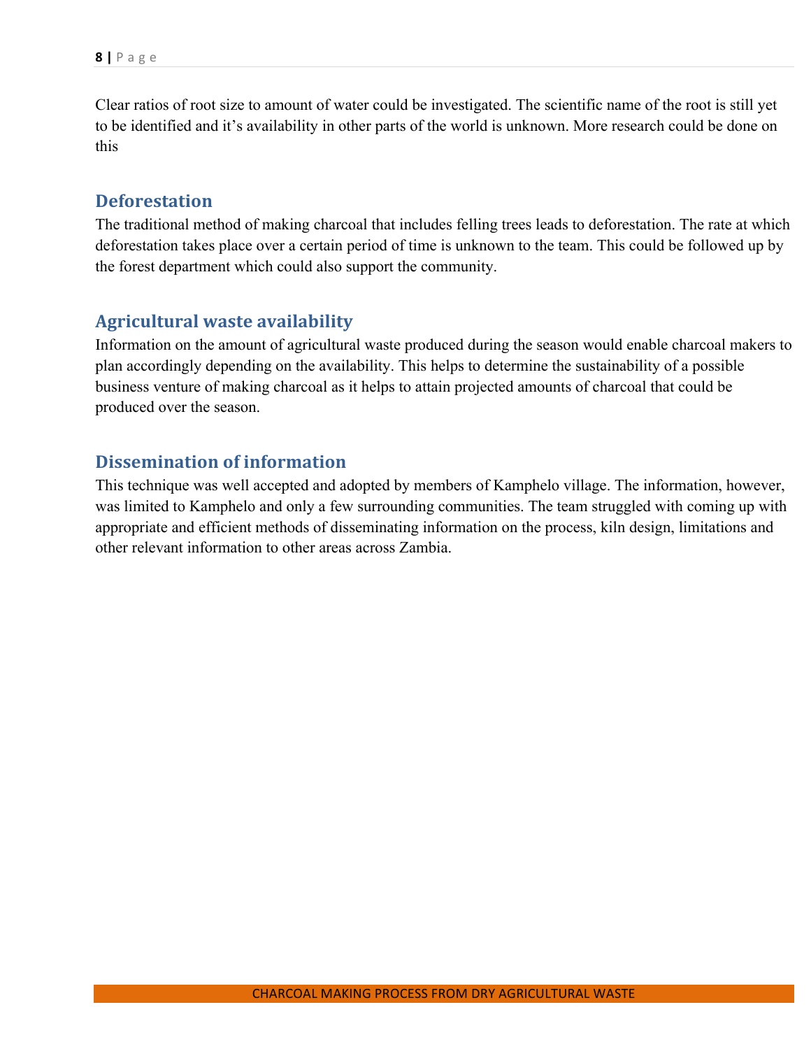Clear ratios of root size to amount of water could be investigated. The scientific name of the root is still yet to be identified and it's availability in other parts of the world is unknown. More research could be done on this

## Deforestation

The traditional method of making charcoal that includes felling trees leads to deforestation. The rate at which deforestation takes place over a certain period of time is unknown to the team. This could be followed up by the forest department which could also support the community.

## Agricultural waste availability

Information on the amount of agricultural waste produced during the season would enable charcoal makers to plan accordingly depending on the availability. This helps to determine the sustainability of a possible business venture of making charcoal as it helps to attain projected amounts of charcoal that could be produced over the season.

## Dissemination of information

This technique was well accepted and adopted by members of Kamphelo village. The information, however, was limited to Kamphelo and only a few surrounding communities. The team struggled with coming up with appropriate and efficient methods of disseminating information on the process, kiln design, limitations and other relevant information to other areas across Zambia.